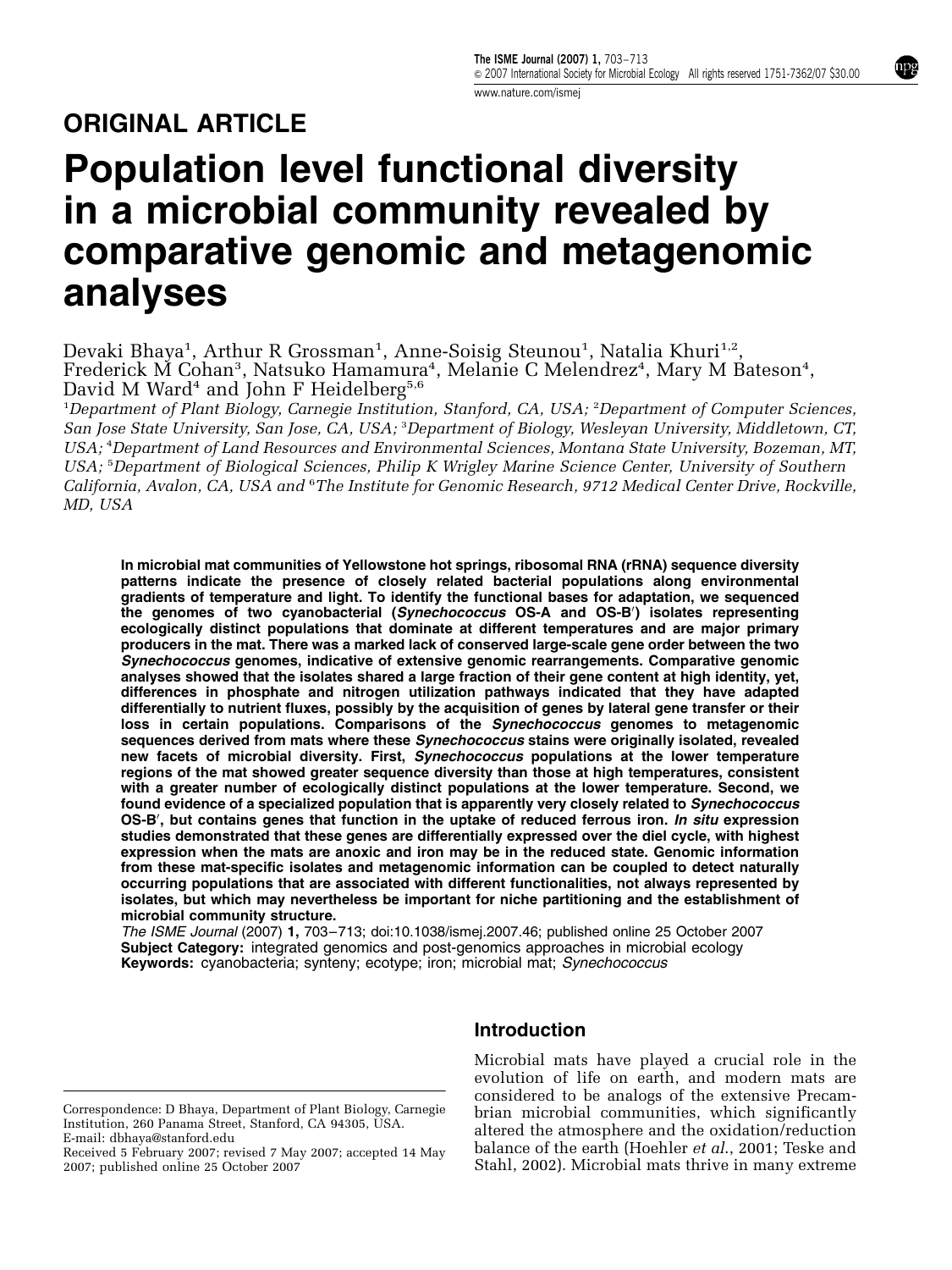ORIGINAL ARTICLE

# Population level functional diversity in a microbial community revealed by comparative genomic and metagenomic analyses

Devaki Bhaya[1], Arthur R Grossman[1], Anne-Soisig Steunou[1], Natalia Khuri[1,2], Frederick M Cohan[3], Natsuko Hamamura[4], Melanie C Melendrez[4], Mary M Bateson[4], David M Ward[4] and John F Heidelberg[5,6]

[1]*Department of Plant Biology, Carnegie Institution, Stanford, CA, USA;* [2]*Department of Computer Sciences, San Jose State University, San Jose, CA, USA;* [3]*Department of Biology, Wesleyan University, Middletown, CT, USA;* [4]*Department of Land Resources and Environmental Sciences, Montana State University, Bozeman, MT, USA;* [5]*Department of Biological Sciences, Philip K Wrigley Marine Science Center, University of Southern California, Avalon, CA, USA and* [6]*The Institute for Genomic Research, 9712 Medical Center Drive, Rockville, MD, USA*

**In microbial mat communities of Yellowstone hot springs, ribosomal RNA (rRNA) sequence diversity patterns indicate the presence of closely related bacterial populations along environmental gradients of temperature and light. To identify the functional bases for adaptation, we sequenced the genomes of two cyanobacterial (*Synechococcus* OS-A and OS-B′) isolates representing ecologically distinct populations that dominate at different temperatures and are major primary producers in the mat. There was a marked lack of conserved large-scale gene order between the two *Synechococcus* genomes, indicative of extensive genomic rearrangements. Comparative genomic analyses showed that the isolates shared a large fraction of their gene content at high identity, yet, differences in phosphate and nitrogen utilization pathways indicated that they have adapted differentially to nutrient fluxes, possibly by the acquisition of genes by lateral gene transfer or their loss in certain populations. Comparisons of the *Synechococcus* genomes to metagenomic sequences derived from mats where these *Synechococcus* stains were originally isolated, revealed new facets of microbial diversity. First, *Synechococcus* populations at the lower temperature regions of the mat showed greater sequence diversity than those at high temperatures, consistent with a greater number of ecologically distinct populations at the lower temperature. Second, we found evidence of a specialized population that is apparently very closely related to *Synechococcus* OS-B′, but contains genes that function in the uptake of reduced ferrous iron. *In situ* expression studies demonstrated that these genes are differentially expressed over the diel cycle, with highest expression when the mats are anoxic and iron may be in the reduced state. Genomic information from these mat-specific isolates and metagenomic information can be coupled to detect naturally occurring populations that are associated with different functionalities, not always represented by isolates, but which may nevertheless be important for niche partitioning and the establishment of microbial community structure.**

*The ISME Journal* (2007) **1,** 703–713; doi:10.1038/ismej.2007.46; published online 25 October 2007

**Subject Category:** integrated genomics and post-genomics approaches in microbial ecology

**Keywords:** cyanobacteria; synteny; ecotype; iron; microbial mat; *Synechococcus*

## Introduction

Microbial mats have played a crucial role in the evolution of life on earth, and modern mats are considered to be analogs of the extensive Precambrian microbial communities, which significantly altered the atmosphere and the oxidation/reduction balance of the earth (Hoehler *et al.*, 2001; Teske and Stahl, 2002). Microbial mats thrive in many extreme

Correspondence: D Bhaya, Department of Plant Biology, Carnegie Institution, 260 Panama Street, Stanford, CA 94305, USA.
E-mail: dbhaya@stanford.edu

Received 5 February 2007; revised 7 May 2007; accepted 14 May 2007; published online 25 October 2007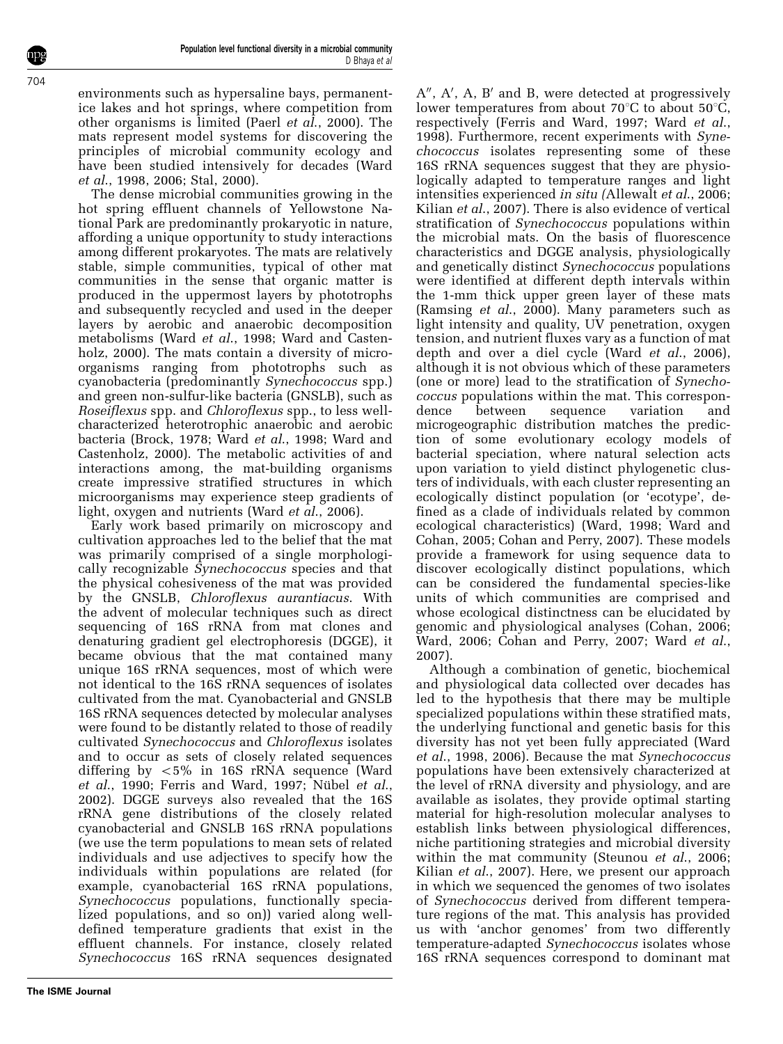environments such as hypersaline bays, permanent-ice lakes and hot springs, where competition from other organisms is limited (Paerl *et al*., 2000). The mats represent model systems for discovering the principles of microbial community ecology and have been studied intensively for decades (Ward *et al*., 1998, 2006; Stal, 2000).

The dense microbial communities growing in the hot spring effluent channels of Yellowstone National Park are predominantly prokaryotic in nature, affording a unique opportunity to study interactions among different prokaryotes. The mats are relatively stable, simple communities, typical of other mat communities in the sense that organic matter is produced in the uppermost layers by phototrophs and subsequently recycled and used in the deeper layers by aerobic and anaerobic decomposition metabolisms (Ward *et al*., 1998; Ward and Castenholz, 2000). The mats contain a diversity of microorganisms ranging from phototrophs such as cyanobacteria (predominantly *Synechococcus* spp.) and green non-sulfur-like bacteria (GNSLB), such as *Roseiflexus* spp. and *Chloroflexus* spp., to less well-characterized heterotrophic anaerobic and aerobic bacteria (Brock, 1978; Ward *et al*., 1998; Ward and Castenholz, 2000). The metabolic activities of and interactions among, the mat-building organisms create impressive stratified structures in which microorganisms may experience steep gradients of light, oxygen and nutrients (Ward *et al*., 2006).

Early work based primarily on microscopy and cultivation approaches led to the belief that the mat was primarily comprised of a single morphologically recognizable *Synechococcus* species and that the physical cohesiveness of the mat was provided by the GNSLB, *Chloroflexus aurantiacus*. With the advent of molecular techniques such as direct sequencing of 16S rRNA from mat clones and denaturing gradient gel electrophoresis (DGGE), it became obvious that the mat contained many unique 16S rRNA sequences, most of which were not identical to the 16S rRNA sequences of isolates cultivated from the mat. Cyanobacterial and GNSLB 16S rRNA sequences detected by molecular analyses were found to be distantly related to those of readily cultivated *Synechococcus* and *Chloroflexus* isolates and to occur as sets of closely related sequences differing by <5% in 16S rRNA sequence (Ward *et al*., 1990; Ferris and Ward, 1997; Nübel *et al*., 2002). DGGE surveys also revealed that the 16S rRNA gene distributions of the closely related cyanobacterial and GNSLB 16S rRNA populations (we use the term populations to mean sets of related individuals and use adjectives to specify how the individuals within populations are related (for example, cyanobacterial 16S rRNA populations, *Synechococcus* populations, functionally specialized populations, and so on)) varied along well-defined temperature gradients that exist in the effluent channels. For instance, closely related *Synechococcus* 16S rRNA sequences designated A″, A′, A, B′ and B, were detected at progressively lower temperatures from about 70°C to about 50°C, respectively (Ferris and Ward, 1997; Ward *et al*., 1998). Furthermore, recent experiments with *Synechococcus* isolates representing some of these 16S rRNA sequences suggest that they are physiologically adapted to temperature ranges and light intensities experienced *in situ* (Allewalt *et al*., 2006; Kilian *et al*., 2007). There is also evidence of vertical stratification of *Synechococcus* populations within the microbial mats. On the basis of fluorescence characteristics and DGGE analysis, physiologically and genetically distinct *Synechococcus* populations were identified at different depth intervals within the 1-mm thick upper green layer of these mats (Ramsing *et al*., 2000). Many parameters such as light intensity and quality, UV penetration, oxygen tension, and nutrient fluxes vary as a function of mat depth and over a diel cycle (Ward *et al*., 2006), although it is not obvious which of these parameters (one or more) lead to the stratification of *Synechococcus* populations within the mat. This correspondence between sequence variation and microgeographic distribution matches the prediction of some evolutionary ecology models of bacterial speciation, where natural selection acts upon variation to yield distinct phylogenetic clusters of individuals, with each cluster representing an ecologically distinct population (or 'ecotype', defined as a clade of individuals related by common ecological characteristics) (Ward, 1998; Ward and Cohan, 2005; Cohan and Perry, 2007). These models provide a framework for using sequence data to discover ecologically distinct populations, which can be considered the fundamental species-like units of which communities are comprised and whose ecological distinctness can be elucidated by genomic and physiological analyses (Cohan, 2006; Ward, 2006; Cohan and Perry, 2007; Ward *et al*., 2007).

Although a combination of genetic, biochemical and physiological data collected over decades has led to the hypothesis that there may be multiple specialized populations within these stratified mats, the underlying functional and genetic basis for this diversity has not yet been fully appreciated (Ward *et al*., 1998, 2006). Because the mat *Synechococcus* populations have been extensively characterized at the level of rRNA diversity and physiology, and are available as isolates, they provide optimal starting material for high-resolution molecular analyses to establish links between physiological differences, niche partitioning strategies and microbial diversity within the mat community (Steunou *et al*., 2006; Kilian *et al*., 2007). Here, we present our approach in which we sequenced the genomes of two isolates of *Synechococcus* derived from different temperature regions of the mat. This analysis has provided us with 'anchor genomes' from two differently temperature-adapted *Synechococcus* isolates whose 16S rRNA sequences correspond to dominant mat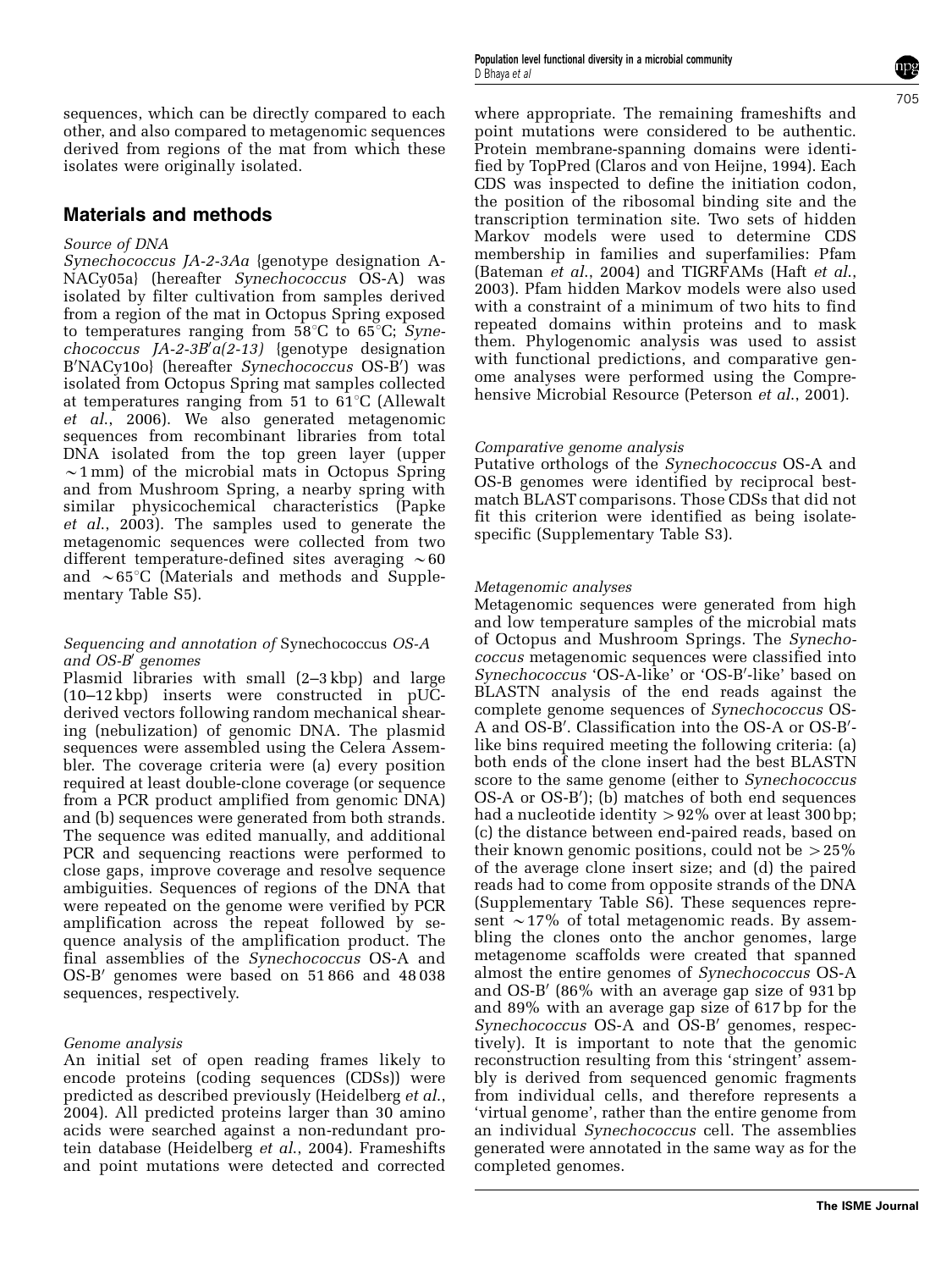sequences, which can be directly compared to each other, and also compared to metagenomic sequences derived from regions of the mat from which these isolates were originally isolated.

## Materials and methods

### Source of DNA

*Synechococcus JA-2-3Aa* {genotype designation A-NACy05a} (hereafter *Synechococcus* OS-A) was isolated by filter cultivation from samples derived from a region of the mat in Octopus Spring exposed to temperatures ranging from 58°C to 65°C; *Synechococcus JA-2-3B′a(2-13)* {genotype designation B′NACy10o} (hereafter *Synechococcus* OS-B′) was isolated from Octopus Spring mat samples collected at temperatures ranging from 51 to 61°C (Allewalt *et al*., 2006). We also generated metagenomic sequences from recombinant libraries from total DNA isolated from the top green layer (upper ~1 mm) of the microbial mats in Octopus Spring and from Mushroom Spring, a nearby spring with similar physicochemical characteristics (Papke *et al*., 2003). The samples used to generate the metagenomic sequences were collected from two different temperature-defined sites averaging ~60 and ~65°C (Materials and methods and Supplementary Table S5).

### Sequencing and annotation of Synechococcus OS-A and OS-B′ genomes

Plasmid libraries with small (2–3 kbp) and large (10–12 kbp) inserts were constructed in pUC-derived vectors following random mechanical shearing (nebulization) of genomic DNA. The plasmid sequences were assembled using the Celera Assembler. The coverage criteria were (a) every position required at least double-clone coverage (or sequence from a PCR product amplified from genomic DNA) and (b) sequences were generated from both strands. The sequence was edited manually, and additional PCR and sequencing reactions were performed to close gaps, improve coverage and resolve sequence ambiguities. Sequences of regions of the DNA that were repeated on the genome were verified by PCR amplification across the repeat followed by sequence analysis of the amplification product. The final assemblies of the *Synechococcus* OS-A and OS-B′ genomes were based on 51 866 and 48 038 sequences, respectively.

### Genome analysis

An initial set of open reading frames likely to encode proteins (coding sequences (CDSs)) were predicted as described previously (Heidelberg *et al*., 2004). All predicted proteins larger than 30 amino acids were searched against a non-redundant protein database (Heidelberg *et al*., 2004). Frameshifts and point mutations were detected and corrected where appropriate. The remaining frameshifts and point mutations were considered to be authentic. Protein membrane-spanning domains were identified by TopPred (Claros and von Heijne, 1994). Each CDS was inspected to define the initiation codon, the position of the ribosomal binding site and the transcription termination site. Two sets of hidden Markov models were used to determine CDS membership in families and superfamilies: Pfam (Bateman *et al*., 2004) and TIGRFAMs (Haft *et al*., 2003). Pfam hidden Markov models were also used with a constraint of a minimum of two hits to find repeated domains within proteins and to mask them. Phylogenomic analysis was used to assist with functional predictions, and comparative genome analyses were performed using the Comprehensive Microbial Resource (Peterson *et al*., 2001).

### Comparative genome analysis

Putative orthologs of the *Synechococcus* OS-A and OS-B genomes were identified by reciprocal best-match BLAST comparisons. Those CDSs that did not fit this criterion were identified as being isolate-specific (Supplementary Table S3).

### Metagenomic analyses

Metagenomic sequences were generated from high and low temperature samples of the microbial mats of Octopus and Mushroom Springs. The *Synechococcus* metagenomic sequences were classified into *Synechococcus* 'OS-A-like' or 'OS-B′-like' based on BLASTN analysis of the end reads against the complete genome sequences of *Synechococcus* OS-A and OS-B′. Classification into the OS-A or OS-B′-like bins required meeting the following criteria: (a) both ends of the clone insert had the best BLASTN score to the same genome (either to *Synechococcus* OS-A or OS-B′); (b) matches of both end sequences had a nucleotide identity >92% over at least 300 bp; (c) the distance between end-paired reads, based on their known genomic positions, could not be >25% of the average clone insert size; and (d) the paired reads had to come from opposite strands of the DNA (Supplementary Table S6). These sequences represent ~17% of total metagenomic reads. By assembling the clones onto the anchor genomes, large metagenome scaffolds were created that spanned almost the entire genomes of *Synechococcus* OS-A and OS-B′ (86% with an average gap size of 931 bp and 89% with an average gap size of 617 bp for the *Synechococcus* OS-A and OS-B′ genomes, respectively). It is important to note that the genomic reconstruction resulting from this 'stringent' assembly is derived from sequenced genomic fragments from individual cells, and therefore represents a 'virtual genome', rather than the entire genome from an individual *Synechococcus* cell. The assemblies generated were annotated in the same way as for the completed genomes.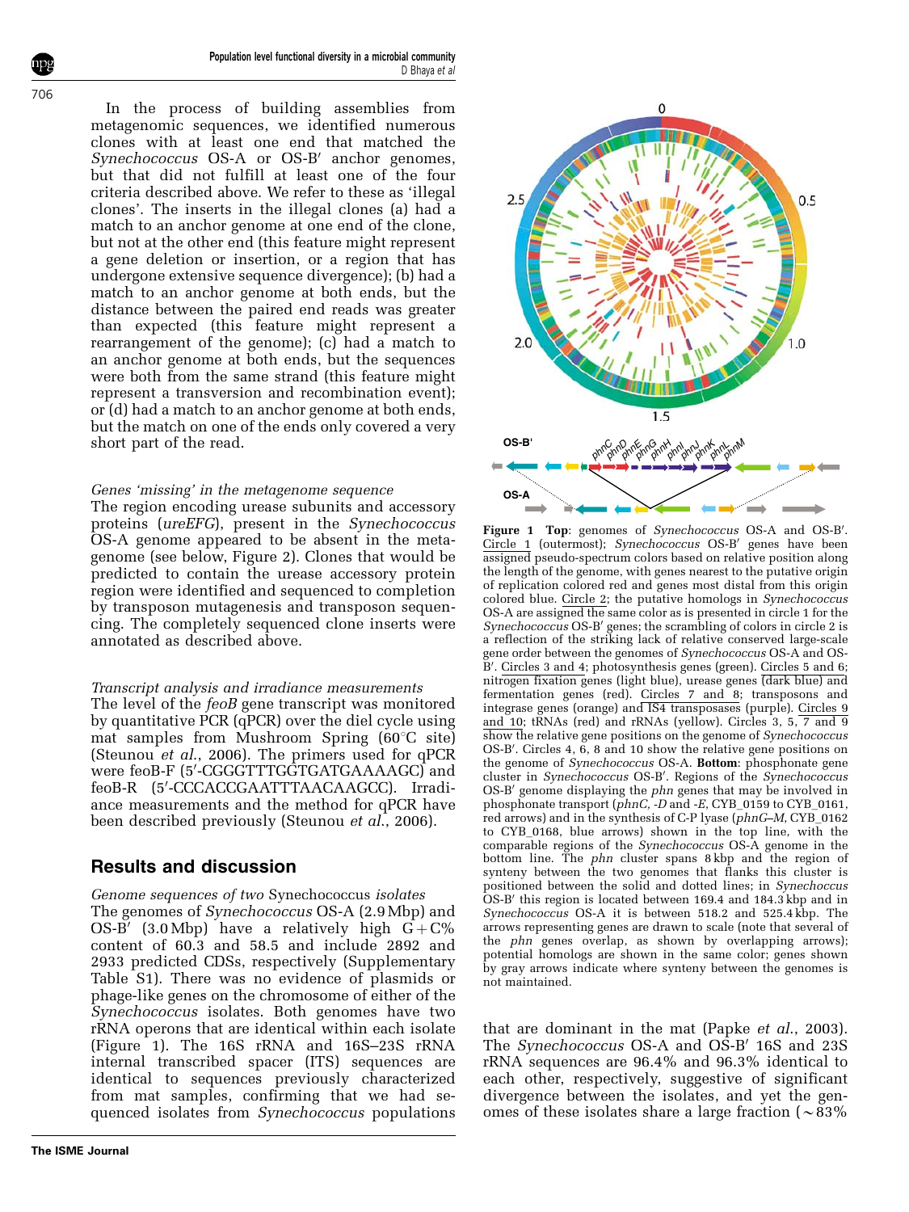In the process of building assemblies from metagenomic sequences, we identified numerous clones with at least one end that matched the *Synechococcus* OS-A or OS-B′ anchor genomes, but that did not fulfill at least one of the four criteria described above. We refer to these as 'illegal clones'. The inserts in the illegal clones (a) had a match to an anchor genome at one end of the clone, but not at the other end (this feature might represent a gene deletion or insertion, or a region that has undergone extensive sequence divergence); (b) had a match to an anchor genome at both ends, but the distance between the paired end reads was greater than expected (this feature might represent a rearrangement of the genome); (c) had a match to an anchor genome at both ends, but the sequences were both from the same strand (this feature might represent a transversion and recombination event); or (d) had a match to an anchor genome at both ends, but the match on one of the ends only covered a very short part of the read.

*Genes 'missing' in the metagenome sequence*

The region encoding urease subunits and accessory proteins (*ureEFG*), present in the *Synechococcus* OS-A genome appeared to be absent in the metagenome (see below, Figure 2). Clones that would be predicted to contain the urease accessory protein region were identified and sequenced to completion by transposon mutagenesis and transposon sequencing. The completely sequenced clone inserts were annotated as described above.

*Transcript analysis and irradiance measurements*

The level of the *feoB* gene transcript was monitored by quantitative PCR (qPCR) over the diel cycle using mat samples from Mushroom Spring (60°C site) (Steunou *et al.*, 2006). The primers used for qPCR were feoB-F (5′-CGGGTTTGGTGATGAAAAGC) and feoB-R (5′-CCCACCGAATTTAACAAGCC). Irradiance measurements and the method for qPCR have been described previously (Steunou *et al.*, 2006).

## Results and discussion

*Genome sequences of two* Synechococcus *isolates*

The genomes of *Synechococcus* OS-A (2.9 Mbp) and OS-B′ (3.0 Mbp) have a relatively high G + C% content of 60.3 and 58.5 and include 2892 and 2933 predicted CDSs, respectively (Supplementary Table S1). There was no evidence of plasmids or phage-like genes on the chromosome of either of the *Synechococcus* isolates. Both genomes have two rRNA operons that are identical within each isolate (Figure 1). The 16S rRNA and 16S–23S rRNA internal transcribed spacer (ITS) sequences are identical to sequences previously characterized from mat samples, confirming that we had sequenced isolates from *Synechococcus* populations that are dominant in the mat (Papke *et al.*, 2003). The *Synechococcus* OS-A and OS-B′ 16S and 23S rRNA sequences are 96.4% and 96.3% identical to each other, respectively, suggestive of significant divergence between the isolates, and yet the genomes of these isolates share a large fraction (~83%

**Figure 1** **Top**: genomes of *Synechococcus* OS-A and OS-B′. Circle 1 (outermost); *Synechococcus* OS-B′ genes have been assigned pseudo-spectrum colors based on relative position along the length of the genome, with genes nearest to the putative origin of replication colored red and genes most distal from this origin colored blue. Circle 2; the putative homologs in *Synechococcus* OS-A are assigned the same color as is presented in circle 1 for the *Synechococcus* OS-B′ genes; the scrambling of colors in circle 2 is a reflection of the striking lack of relative conserved large-scale gene order between the genomes of *Synechococcus* OS-A and OS-B′. Circles 3 and 4; photosynthesis genes (green). Circles 5 and 6; nitrogen fixation genes (light blue), urease genes (dark blue) and fermentation genes (red). Circles 7 and 8; transposons and integrase genes (orange) and IS4 transposases (purple). Circles 9 and 10; tRNAs (red) and rRNAs (yellow). Circles 3, 5, 7 and 9 show the relative gene positions on the genome of *Synechococcus* OS-B′. Circles 4, 6, 8 and 10 show the relative gene positions on the genome of *Synechococcus* OS-A. **Bottom**: phosphonate gene cluster in *Synechococcus* OS-B′. Regions of the *Synechococcus* OS-B′ genome displaying the *phn* genes that may be involved in phosphonate transport (*phnC, -D* and *-E*, CYB_0159 to CYB_0161, red arrows) and in the synthesis of C-P lyase (*phnG–M*, CYB_0162 to CYB_0168, blue arrows) shown in the top line, with the comparable regions of the *Synechococcus* OS-A genome in the bottom line. The *phn* cluster spans 8 kbp and the region of synteny between the two genomes that flanks this cluster is positioned between the solid and dotted lines; in *Synechococcus* OS-B′ this region is located between 169.4 and 184.3 kbp and in *Synechococcus* OS-A it is between 518.2 and 525.4 kbp. The arrows representing genes are drawn to scale (note that several of the *phn* genes overlap, as shown by overlapping arrows); potential homologs are shown in the same color; genes shown by gray arrows indicate where synteny between the genomes is not maintained.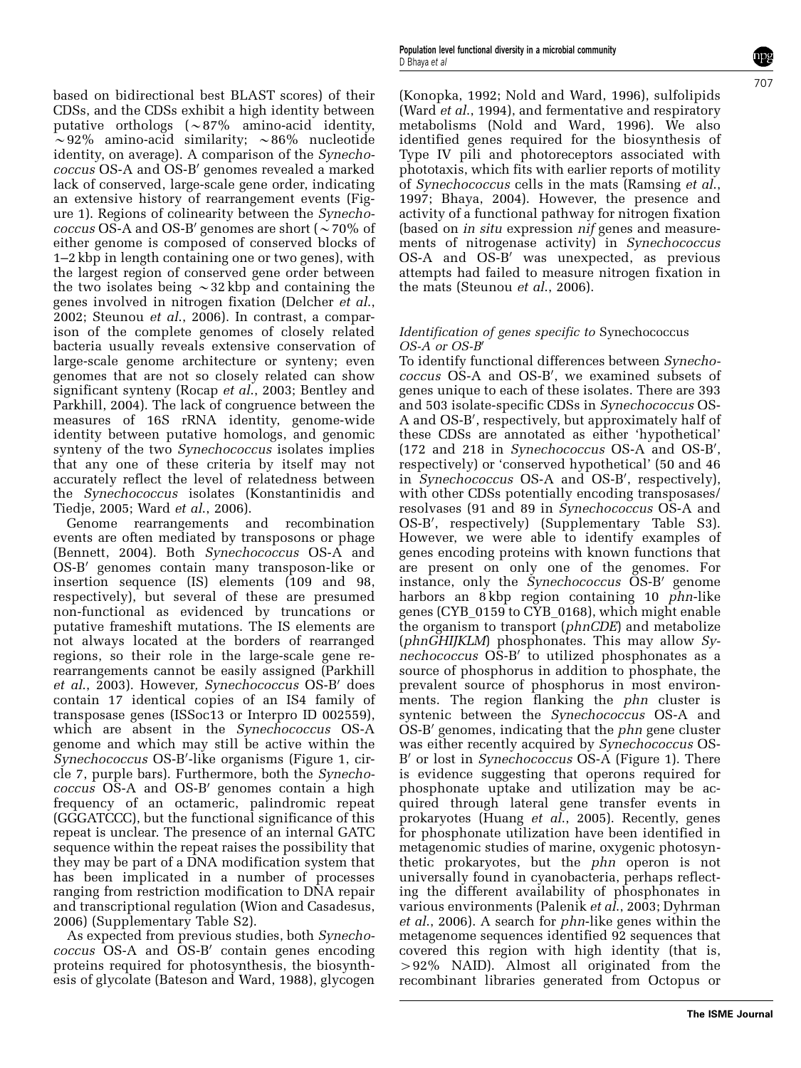based on bidirectional best BLAST scores) of their CDSs, and the CDSs exhibit a high identity between putative orthologs (∼87% amino-acid identity, ∼92% amino-acid similarity; ∼86% nucleotide identity, on average). A comparison of the *Synechococcus* OS-A and OS-B′ genomes revealed a marked lack of conserved, large-scale gene order, indicating an extensive history of rearrangement events (Figure 1). Regions of colinearity between the *Synechococcus* OS-A and OS-B′ genomes are short (∼70% of either genome is composed of conserved blocks of 1–2 kbp in length containing one or two genes), with the largest region of conserved gene order between the two isolates being ∼32 kbp and containing the genes involved in nitrogen fixation (Delcher *et al.*, 2002; Steunou *et al.*, 2006). In contrast, a comparison of the complete genomes of closely related bacteria usually reveals extensive conservation of large-scale genome architecture or synteny; even genomes that are not so closely related can show significant synteny (Rocap *et al.*, 2003; Bentley and Parkhill, 2004). The lack of congruence between the measures of 16S rRNA identity, genome-wide identity between putative homologs, and genomic synteny of the two *Synechococcus* isolates implies that any one of these criteria by itself may not accurately reflect the level of relatedness between the *Synechococcus* isolates (Konstantinidis and Tiedje, 2005; Ward *et al.*, 2006).

Genome rearrangements and recombination events are often mediated by transposons or phage (Bennett, 2004). Both *Synechococcus* OS-A and OS-B′ genomes contain many transposon-like or insertion sequence (IS) elements (109 and 98, respectively), but several of these are presumed non-functional as evidenced by truncations or putative frameshift mutations. The IS elements are not always located at the borders of rearranged regions, so their role in the large-scale gene re-rearrangements cannot be easily assigned (Parkhill *et al.*, 2003). However, *Synechococcus* OS-B′ does contain 17 identical copies of an IS4 family of transposase genes (ISSoc13 or Interpro ID 002559), which are absent in the *Synechococcus* OS-A genome and which may still be active within the *Synechococcus* OS-B′-like organisms (Figure 1, circle 7, purple bars). Furthermore, both the *Synechococcus* OS-A and OS-B′ genomes contain a high frequency of an octameric, palindromic repeat (GGGATCCC), but the functional significance of this repeat is unclear. The presence of an internal GATC sequence within the repeat raises the possibility that they may be part of a DNA modification system that has been implicated in a number of processes ranging from restriction modification to DNA repair and transcriptional regulation (Wion and Casadesus, 2006) (Supplementary Table S2).

As expected from previous studies, both *Synechococcus* OS-A and OS-B′ contain genes encoding proteins required for photosynthesis, the biosynthesis of glycolate (Bateson and Ward, 1988), glycogen (Konopka, 1992; Nold and Ward, 1996), sulfolipids (Ward *et al.*, 1994), and fermentative and respiratory metabolisms (Nold and Ward, 1996). We also identified genes required for the biosynthesis of Type IV pili and photoreceptors associated with phototaxis, which fits with earlier reports of motility of *Synechococcus* cells in the mats (Ramsing *et al.*, 1997; Bhaya, 2004). However, the presence and activity of a functional pathway for nitrogen fixation (based on *in situ* expression *nif* genes and measurements of nitrogenase activity) in *Synechococcus* OS-A and OS-B′ was unexpected, as previous attempts had failed to measure nitrogen fixation in the mats (Steunou *et al.*, 2006).

### *Identification of genes specific to* Synechococcus *OS-A or OS-B′*

To identify functional differences between *Synechococcus* OS-A and OS-B′, we examined subsets of genes unique to each of these isolates. There are 393 and 503 isolate-specific CDSs in *Synechococcus* OS-A and OS-B′, respectively, but approximately half of these CDSs are annotated as either 'hypothetical' (172 and 218 in *Synechococcus* OS-A and OS-B′, respectively) or 'conserved hypothetical' (50 and 46 in *Synechococcus* OS-A and OS-B′, respectively), with other CDSs potentially encoding transposases/resolvases (91 and 89 in *Synechococcus* OS-A and OS-B′, respectively) (Supplementary Table S3). However, we were able to identify examples of genes encoding proteins with known functions that are present on only one of the genomes. For instance, only the *Synechococcus* OS-B′ genome harbors an 8 kbp region containing 10 *phn*-like genes (CYB_0159 to CYB_0168), which might enable the organism to transport (*phnCDE*) and metabolize (*phnGHIJKLM*) phosphonates. This may allow *Synechococcus* OS-B′ to utilized phosphonates as a source of phosphorus in addition to phosphate, the prevalent source of phosphorus in most environments. The region flanking the *phn* cluster is syntenic between the *Synechococcus* OS-A and OS-B′ genomes, indicating that the *phn* gene cluster was either recently acquired by *Synechococcus* OS-B′ or lost in *Synechococcus* OS-A (Figure 1). There is evidence suggesting that operons required for phosphonate uptake and utilization may be acquired through lateral gene transfer events in prokaryotes (Huang *et al.*, 2005). Recently, genes for phosphonate utilization have been identified in metagenomic studies of marine, oxygenic photosynthetic prokaryotes, but the *phn* operon is not universally found in cyanobacteria, perhaps reflecting the different availability of phosphonates in various environments (Palenik *et al.*, 2003; Dyhrman *et al.*, 2006). A search for *phn*-like genes within the metagenome sequences identified 92 sequences that covered this region with high identity (that is, >92% NAID). Almost all originated from the recombinant libraries generated from Octopus or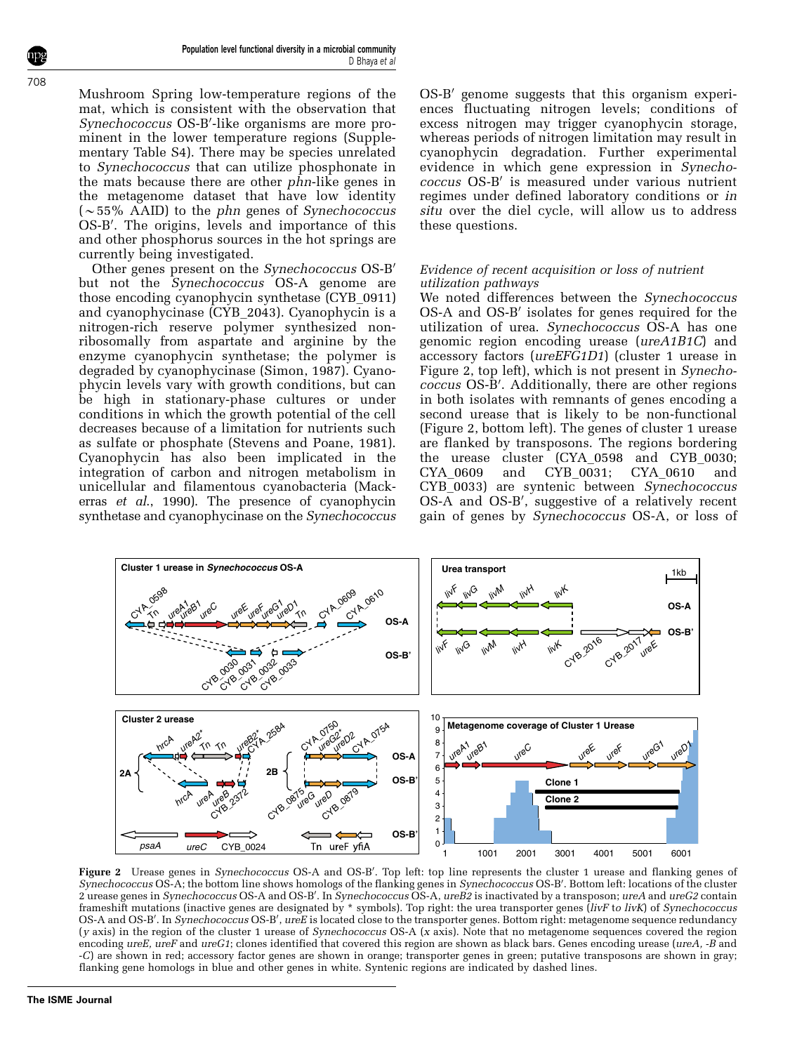Mushroom Spring low-temperature regions of the mat, which is consistent with the observation that *Synechococcus* OS-B′-like organisms are more prominent in the lower temperature regions (Supplementary Table S4). There may be species unrelated to *Synechococcus* that can utilize phosphonate in the mats because there are other *phn*-like genes in the metagenome dataset that have low identity (~55% AAID) to the *phn* genes of *Synechococcus* OS-B′. The origins, levels and importance of this and other phosphorus sources in the hot springs are currently being investigated.

Other genes present on the *Synechococcus* OS-B′ but not the *Synechococcus* OS-A genome are those encoding cyanophycin synthetase (CYB_0911) and cyanophycinase (CYB_2043). Cyanophycin is a nitrogen-rich reserve polymer synthesized non-ribosomally from aspartate and arginine by the enzyme cyanophycin synthetase; the polymer is degraded by cyanophycinase (Simon, 1987). Cyanophycin levels vary with growth conditions, but can be high in stationary-phase cultures or under conditions in which the growth potential of the cell decreases because of a limitation for nutrients such as sulfate or phosphate (Stevens and Poane, 1981). Cyanophycin has also been implicated in the integration of carbon and nitrogen metabolism in unicellular and filamentous cyanobacteria (Mackerras *et al.*, 1990). The presence of cyanophycin synthetase and cyanophycinase on the *Synechococcus* OS-B′ genome suggests that this organism experiences fluctuating nitrogen levels; conditions of excess nitrogen may trigger cyanophycin storage, whereas periods of nitrogen limitation may result in cyanophycin degradation. Further experimental evidence in which gene expression in *Synechococcus* OS-B′ is measured under various nutrient regimes under defined laboratory conditions or *in situ* over the diel cycle, will allow us to address these questions.

### *Evidence of recent acquisition or loss of nutrient utilization pathways*

We noted differences between the *Synechococcus* OS-A and OS-B′ isolates for genes required for the utilization of urea. *Synechococcus* OS-A has one genomic region encoding urease (*ureA1B1C*) and accessory factors (*ureEFG1D1*) (cluster 1 urease in Figure 2, top left), which is not present in *Synechococcus* OS-B′. Additionally, there are other regions in both isolates with remnants of genes encoding a second urease that is likely to be non-functional (Figure 2, bottom left). The genes of cluster 1 urease are flanked by transposons. The regions bordering the urease cluster (CYA_0598 and CYB_0030; CYA_0609 and CYB_0031; CYA_0610 and CYB_0033) are syntenic between *Synechococcus* OS-A and OS-B′, suggestive of a relatively recent gain of genes by *Synechococcus* OS-A, or loss of

**Figure 2** Urease genes in *Synechococcus* OS-A and OS-B′. Top left: top line represents the cluster 1 urease and flanking genes of *Synechococcus* OS-A; the bottom line shows homologs of the flanking genes in *Synechococcus* OS-B′. Bottom left: locations of the cluster 2 urease genes in *Synechococcus* OS-A and OS-B′. In *Synechococcus* OS-A, *ureB2* is inactivated by a transposon; *ureA* and *ureG2* contain frameshift mutations (inactive genes are designated by * symbols). Top right: the urea transporter genes (*livF* to *livK*) of *Synechococcus* OS-A and OS-B′. In *Synechococcus* OS-B′, *ureE* is located close to the transporter genes. Bottom right: metagenome sequence redundancy (*y* axis) in the region of the cluster 1 urease of *Synechococcus* OS-A (*x* axis). Note that no metagenome sequences covered the region encoding *ureE, ureF* and *ureG1*; clones identified that covered this region are shown as black bars. Genes encoding urease (*ureA*, *-B* and *-C*) are shown in red; accessory factor genes are shown in orange; transporter genes in green; putative transposons are shown in gray; flanking gene homologs in blue and other genes in white. Syntenic regions are indicated by dashed lines.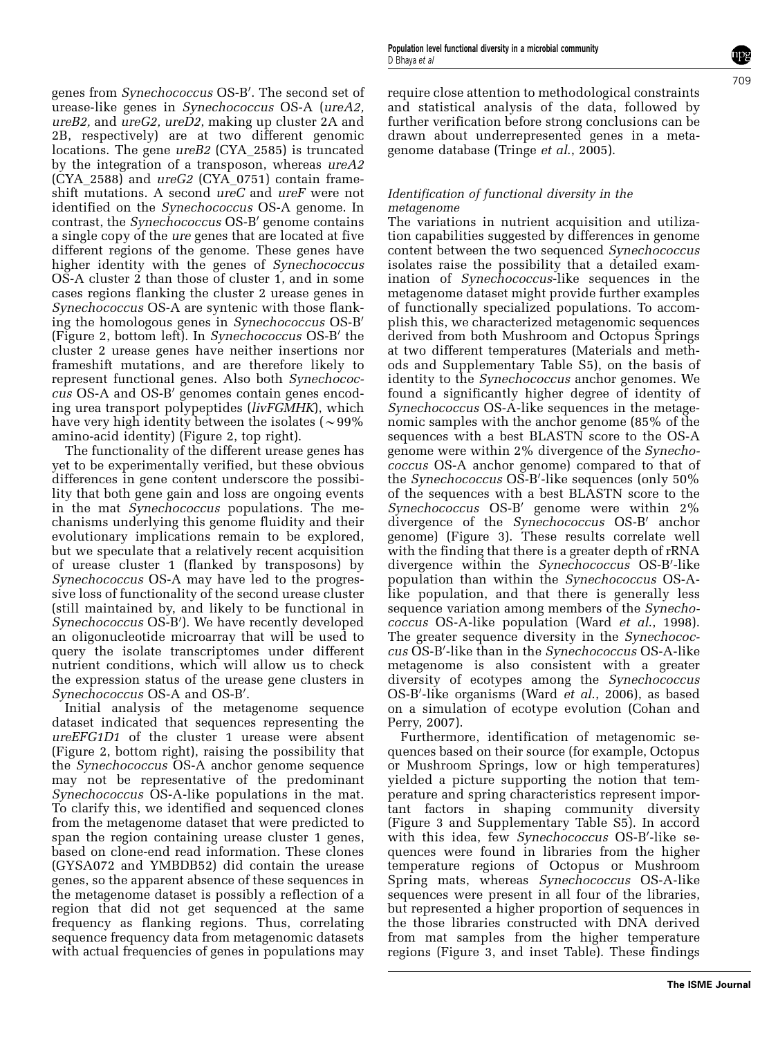genes from *Synechococcus* OS-B′. The second set of urease-like genes in *Synechococcus* OS-A (*ureA2, ureB2,* and *ureG2, ureD2*, making up cluster 2A and 2B, respectively) are at two different genomic locations. The gene *ureB2* (CYA_2585) is truncated by the integration of a transposon, whereas *ureA2* (CYA_2588) and *ureG2* (CYA_0751) contain frameshift mutations. A second *ureC* and *ureF* were not identified on the *Synechococcus* OS-A genome. In contrast, the *Synechococcus* OS-B′ genome contains a single copy of the *ure* genes that are located at five different regions of the genome. These genes have higher identity with the genes of *Synechococcus* OS-A cluster 2 than those of cluster 1, and in some cases regions flanking the cluster 2 urease genes in *Synechococcus* OS-A are syntenic with those flanking the homologous genes in *Synechococcus* OS-B′ (Figure 2, bottom left). In *Synechococcus* OS-B′ the cluster 2 urease genes have neither insertions nor frameshift mutations, and are therefore likely to represent functional genes. Also both *Synechococcus* OS-A and OS-B′ genomes contain genes encoding urea transport polypeptides (*livFGMHK*), which have very high identity between the isolates (∼99% amino-acid identity) (Figure 2, top right).

The functionality of the different urease genes has yet to be experimentally verified, but these obvious differences in gene content underscore the possibility that both gene gain and loss are ongoing events in the mat *Synechococcus* populations. The mechanisms underlying this genome fluidity and their evolutionary implications remain to be explored, but we speculate that a relatively recent acquisition of urease cluster 1 (flanked by transposons) by *Synechococcus* OS-A may have led to the progressive loss of functionality of the second urease cluster (still maintained by, and likely to be functional in *Synechococcus* OS-B′). We have recently developed an oligonucleotide microarray that will be used to query the isolate transcriptomes under different nutrient conditions, which will allow us to check the expression status of the urease gene clusters in *Synechococcus* OS-A and OS-B′.

Initial analysis of the metagenome sequence dataset indicated that sequences representing the *ureEFG1D1* of the cluster 1 urease were absent (Figure 2, bottom right), raising the possibility that the *Synechococcus* OS-A anchor genome sequence may not be representative of the predominant *Synechococcus* OS-A-like populations in the mat. To clarify this, we identified and sequenced clones from the metagenome dataset that were predicted to span the region containing urease cluster 1 genes, based on clone-end read information. These clones (GYSA072 and YMBDB52) did contain the urease genes, so the apparent absence of these sequences in the metagenome dataset is possibly a reflection of a region that did not get sequenced at the same frequency as flanking regions. Thus, correlating sequence frequency data from metagenomic datasets with actual frequencies of genes in populations may require close attention to methodological constraints and statistical analysis of the data, followed by further verification before strong conclusions can be drawn about underrepresented genes in a metagenome database (Tringe *et al.*, 2005).

### *Identification of functional diversity in the metagenome*

The variations in nutrient acquisition and utilization capabilities suggested by differences in genome content between the two sequenced *Synechococcus* isolates raise the possibility that a detailed examination of *Synechococcus*-like sequences in the metagenome dataset might provide further examples of functionally specialized populations. To accomplish this, we characterized metagenomic sequences derived from both Mushroom and Octopus Springs at two different temperatures (Materials and methods and Supplementary Table S5), on the basis of identity to the *Synechococcus* anchor genomes. We found a significantly higher degree of identity of *Synechococcus* OS-A-like sequences in the metagenomic samples with the anchor genome (85% of the sequences with a best BLASTN score to the OS-A genome were within 2% divergence of the *Synechococcus* OS-A anchor genome) compared to that of the *Synechococcus* OS-B′-like sequences (only 50% of the sequences with a best BLASTN score to the *Synechococcus* OS-B′ genome were within 2% divergence of the *Synechococcus* OS-B′ anchor genome) (Figure 3). These results correlate well with the finding that there is a greater depth of rRNA divergence within the *Synechococcus* OS-B′-like population than within the *Synechococcus* OS-A-like population, and that there is generally less sequence variation among members of the *Synechococcus* OS-A-like population (Ward *et al.*, 1998). The greater sequence diversity in the *Synechococcus* OS-B′-like than in the *Synechococcus* OS-A-like metagenome is also consistent with a greater diversity of ecotypes among the *Synechococcus* OS-B′-like organisms (Ward *et al.*, 2006), as based on a simulation of ecotype evolution (Cohan and Perry, 2007).

Furthermore, identification of metagenomic sequences based on their source (for example, Octopus or Mushroom Springs, low or high temperatures) yielded a picture supporting the notion that temperature and spring characteristics represent important factors in shaping community diversity (Figure 3 and Supplementary Table S5). In accord with this idea, few *Synechococcus* OS-B′-like sequences were found in libraries from the higher temperature regions of Octopus or Mushroom Spring mats, whereas *Synechococcus* OS-A-like sequences were present in all four of the libraries, but represented a higher proportion of sequences in the those libraries constructed with DNA derived from mat samples from the higher temperature regions (Figure 3, and inset Table). These findings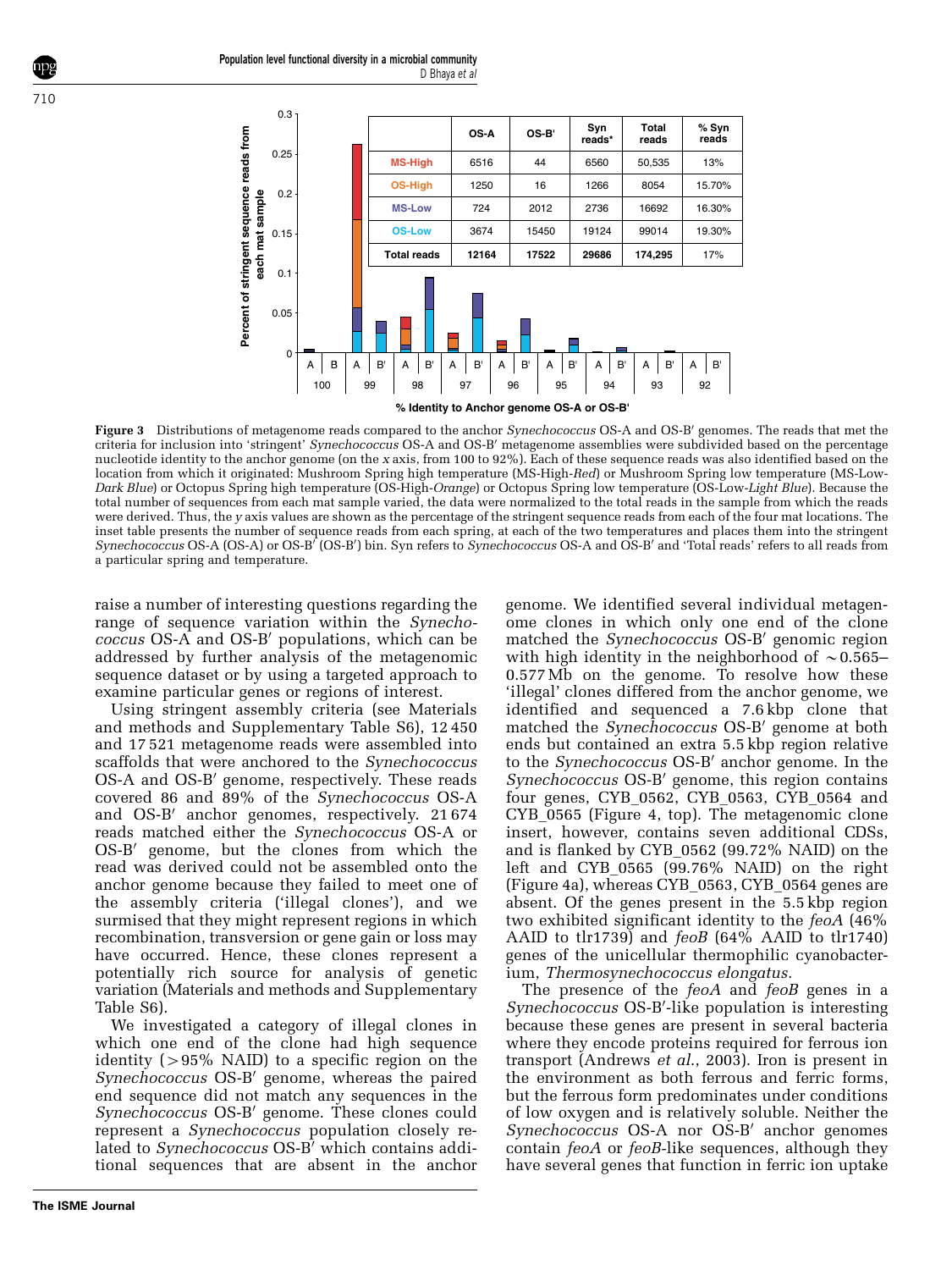| | OS-A | OS-B′ | Syn reads* | Total reads | % Syn reads |
|---|---|---|---|---|---|
| MS-High | 6516 | 44 | 6560 | 50,535 | 13% |
| OS-High | 1250 | 16 | 1266 | 8054 | 15.70% |
| MS-Low | 724 | 2012 | 2736 | 16692 | 16.30% |
| OS-Low | 3674 | 15450 | 19124 | 99014 | 19.30% |
| Total reads | 12164 | 17522 | 29686 | 174,295 | 17% |

**Figure 3** Distributions of metagenome reads compared to the anchor *Synechococcus* OS-A and OS-B′ genomes. The reads that met the criteria for inclusion into 'stringent' *Synechococcus* OS-A and OS-B′ metagenome assemblies were subdivided based on the percentage nucleotide identity to the anchor genome (on the *x* axis, from 100 to 92%). Each of these sequence reads was also identified based on the location from which it originated: Mushroom Spring high temperature (MS-High-*Red*) or Mushroom Spring low temperature (MS-Low-*Dark Blue*) or Octopus Spring high temperature (OS-High-*Orange*) or Octopus Spring low temperature (OS-Low-*Light Blue*). Because the total number of sequences from each mat sample varied, the data were normalized to the total reads in the sample from which the reads were derived. Thus, the *y* axis values are shown as the percentage of the stringent sequence reads from each of the four mat locations. The inset table presents the number of sequence reads from each spring, at each of the two temperatures and places them into the stringent *Synechococcus* OS-A (OS-A) or OS-B′ (OS-B′) bin. Syn refers to *Synechococcus* OS-A and OS-B′ and 'Total reads' refers to all reads from a particular spring and temperature.

raise a number of interesting questions regarding the range of sequence variation within the *Synechococcus* OS-A and OS-B′ populations, which can be addressed by further analysis of the metagenomic sequence dataset or by using a targeted approach to examine particular genes or regions of interest.

Using stringent assembly criteria (see Materials and methods and Supplementary Table S6), 12 450 and 17 521 metagenome reads were assembled into scaffolds that were anchored to the *Synechococcus* OS-A and OS-B′ genome, respectively. These reads covered 86 and 89% of the *Synechococcus* OS-A and OS-B′ anchor genomes, respectively. 21 674 reads matched either the *Synechococcus* OS-A or OS-B′ genome, but the clones from which the read was derived could not be assembled onto the anchor genome because they failed to meet one of the assembly criteria ('illegal clones'), and we surmised that they might represent regions in which recombination, transversion or gene gain or loss may have occurred. Hence, these clones represent a potentially rich source for analysis of genetic variation (Materials and methods and Supplementary Table S6).

We investigated a category of illegal clones in which one end of the clone had high sequence identity (>95% NAID) to a specific region on the *Synechococcus* OS-B′ genome, whereas the paired end sequence did not match any sequences in the *Synechococcus* OS-B′ genome. These clones could represent a *Synechococcus* population closely related to *Synechococcus* OS-B′ which contains additional sequences that are absent in the anchor genome. We identified several individual metagenome clones in which only one end of the clone matched the *Synechococcus* OS-B′ genomic region with high identity in the neighborhood of ~0.565–0.577 Mb on the genome. To resolve how these 'illegal' clones differed from the anchor genome, we identified and sequenced a 7.6 kbp clone that matched the *Synechococcus* OS-B′ genome at both ends but contained an extra 5.5 kbp region relative to the *Synechococcus* OS-B′ anchor genome. In the *Synechococcus* OS-B′ genome, this region contains four genes, CYB_0562, CYB_0563, CYB_0564 and CYB_0565 (Figure 4, top). The metagenomic clone insert, however, contains seven additional CDSs, and is flanked by CYB_0562 (99.72% NAID) on the left and CYB_0565 (99.76% NAID) on the right (Figure 4a), whereas CYB_0563, CYB_0564 genes are absent. Of the genes present in the 5.5 kbp region two exhibited significant identity to the *feoA* (46% AAID to tlr1739) and *feoB* (64% AAID to tlr1740) genes of the unicellular thermophilic cyanobacterium, *Thermosynechococcus elongatus.*

The presence of the *feoA* and *feoB* genes in a *Synechococcus* OS-B′-like population is interesting because these genes are present in several bacteria where they encode proteins required for ferrous ion transport (Andrews *et al*., 2003). Iron is present in the environment as both ferrous and ferric forms, but the ferrous form predominates under conditions of low oxygen and is relatively soluble. Neither the *Synechococcus* OS-A nor OS-B′ anchor genomes contain *feoA* or *feoB*-like sequences, although they have several genes that function in ferric ion uptake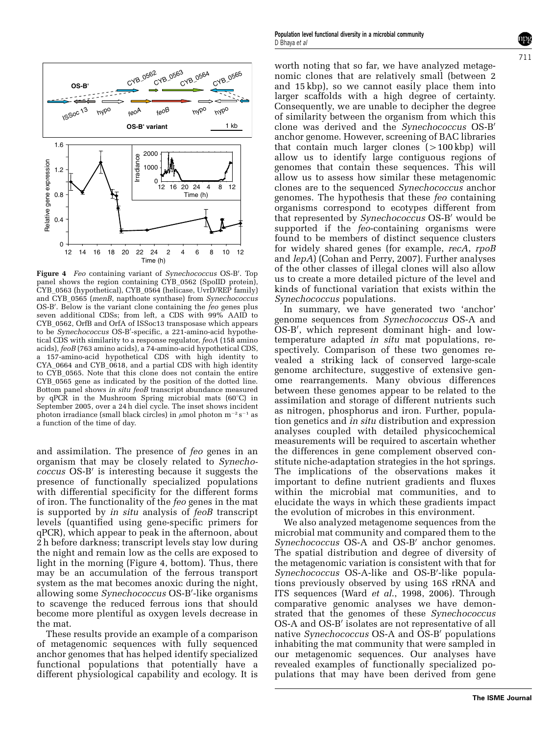**Figure 4** *Feo* containing variant of *Synechococcus* OS-B′. Top panel shows the region containing CYB_0562 (SpoIID protein), CYB_0563 (hypothetical), CYB_0564 (helicase, UvrD/REP family) and CYB_0565 (*menB*, napthoate synthase) from *Synechococcus* OS-B′. Below is the variant clone containing the *feo* genes plus seven additional CDSs; from left, a CDS with 99% AAID to CYB_0562, OrfB and OrfA of ISSoc13 transposase which appears to be *Synechococcus* OS-B′-specific, a 221-amino-acid hypothetical CDS with similarity to a response regulator, *feoA* (158 amino acids), *feoB* (763 amino acids), a 74-amino-acid hypothetical CDS, a 157-amino-acid hypothetical CDS with high identity to CYA_0664 and CYB_0618, and a partial CDS with high identity to CYB_0565. Note that this clone does not contain the entire CYB_0565 gene as indicated by the position of the dotted line. Bottom panel shows *in situ feoB* transcript abundance measured by qPCR in the Mushroom Spring microbial mats (60°C) in September 2005, over a 24 h diel cycle. The inset shows incident photon irradiance (small black circles) in μmol photon $m^{-2} s^{-1}$ as a function of the time of day.

and assimilation. The presence of *feo* genes in an organism that may be closely related to *Synechococcus* OS-B′ is interesting because it suggests the presence of functionally specialized populations with differential specificity for the different forms of iron. The functionality of the *feo* genes in the mat is supported by *in situ* analysis of *feoB* transcript levels (quantified using gene-specific primers for qPCR), which appear to peak in the afternoon, about 2 h before darkness; transcript levels stay low during the night and remain low as the cells are exposed to light in the morning (Figure 4, bottom). Thus, there may be an accumulation of the ferrous transport system as the mat becomes anoxic during the night, allowing some *Synechococcus* OS-B′-like organisms to scavenge the reduced ferrous ions that should become more plentiful as oxygen levels decrease in the mat.

These results provide an example of a comparison of metagenomic sequences with fully sequenced anchor genomes that has helped identify specialized functional populations that potentially have a different physiological capability and ecology. It is worth noting that so far, we have analyzed metagenomic clones that are relatively small (between 2 and 15 kbp), so we cannot easily place them into larger scaffolds with a high degree of certainty. Consequently, we are unable to decipher the degree of similarity between the organism from which this clone was derived and the *Synechococcus* OS-B′ anchor genome. However, screening of BAC libraries that contain much larger clones (>100 kbp) will allow us to identify large contiguous regions of genomes that contain these sequences. This will allow us to assess how similar these metagenomic clones are to the sequenced *Synechococcus* anchor genomes. The hypothesis that these *feo* containing organisms correspond to ecotypes different from that represented by *Synechococcus* OS-B′ would be supported if the *feo*-containing organisms were found to be members of distinct sequence clusters for widely shared genes (for example, *recA*, *rpoB* and *lepA*) (Cohan and Perry, 2007). Further analyses of the other classes of illegal clones will also allow us to create a more detailed picture of the level and kinds of functional variation that exists within the *Synechococcus* populations.

In summary, we have generated two 'anchor' genome sequences from *Synechococcus* OS-A and OS-B′, which represent dominant high- and low-temperature adapted *in situ* mat populations, respectively. Comparison of these two genomes revealed a striking lack of conserved large-scale genome architecture, suggestive of extensive genome rearrangements. Many obvious differences between these genomes appear to be related to the assimilation and storage of different nutrients such as nitrogen, phosphorus and iron. Further, population genetics and *in situ* distribution and expression analyses coupled with detailed physicochemical measurements will be required to ascertain whether the differences in gene complement observed constitute niche-adaptation strategies in the hot springs. The implications of the observations makes it important to define nutrient gradients and fluxes within the microbial mat communities, and to elucidate the ways in which these gradients impact the evolution of microbes in this environment.

We also analyzed metagenome sequences from the microbial mat community and compared them to the *Synechococcus* OS-A and OS-B′ anchor genomes. The spatial distribution and degree of diversity of the metagenomic variation is consistent with that for *Synechococcus* OS-A-like and OS-B′-like populations previously observed by using 16S rRNA and ITS sequences (Ward *et al.*, 1998, 2006). Through comparative genomic analyses we have demonstrated that the genomes of these *Synechococcus* OS-A and OS-B′ isolates are not representative of all native *Synechococcus* OS-A and OS-B′ populations inhabiting the mat community that were sampled in our metagenomic sequences. Our analyses have revealed examples of functionally specialized populations that may have been derived from gene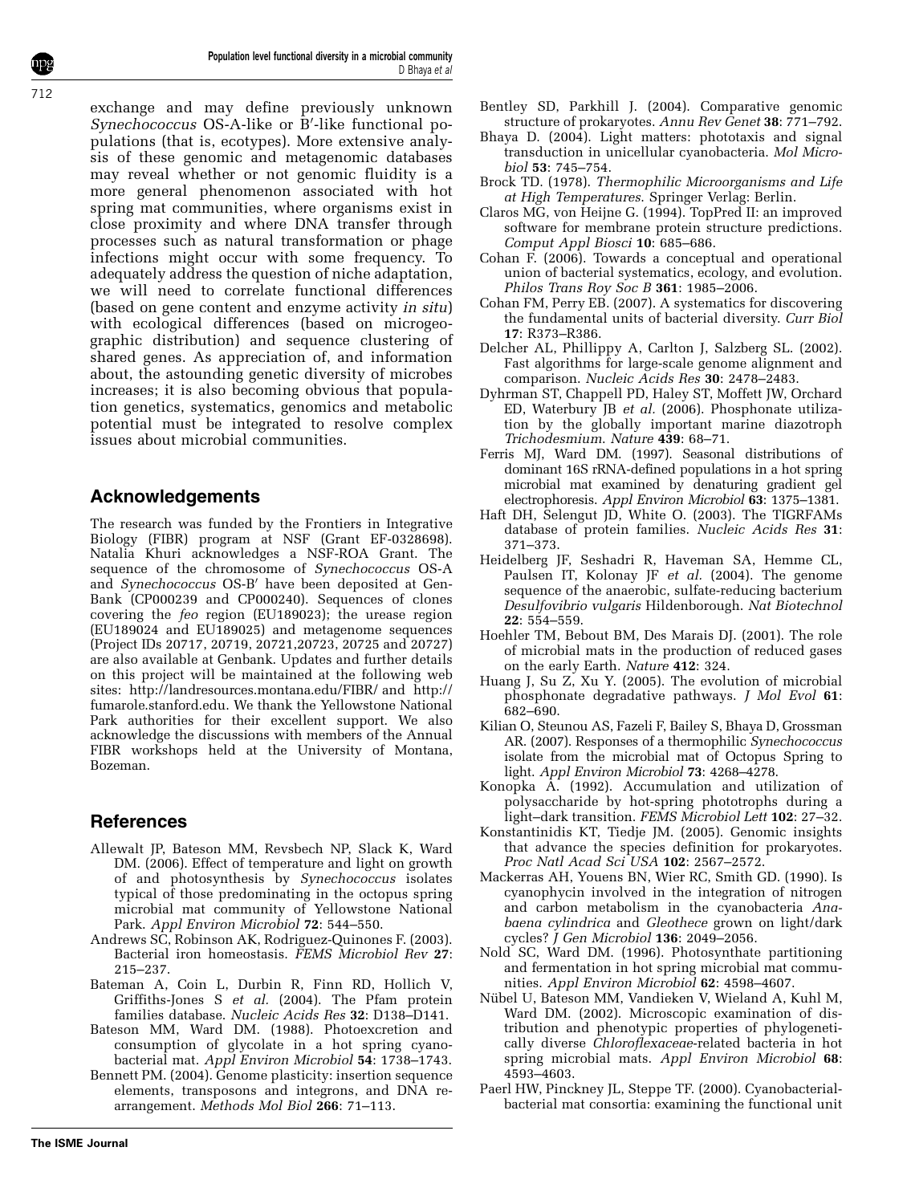exchange and may define previously unknown *Synechococcus* OS-A-like or B′-like functional populations (that is, ecotypes). More extensive analysis of these genomic and metagenomic databases may reveal whether or not genomic fluidity is a more general phenomenon associated with hot spring mat communities, where organisms exist in close proximity and where DNA transfer through processes such as natural transformation or phage infections might occur with some frequency. To adequately address the question of niche adaptation, we will need to correlate functional differences (based on gene content and enzyme activity *in situ*) with ecological differences (based on microgeographic distribution) and sequence clustering of shared genes. As appreciation of, and information about, the astounding genetic diversity of microbes increases; it is also becoming obvious that population genetics, systematics, genomics and metabolic potential must be integrated to resolve complex issues about microbial communities.

## Acknowledgements

The research was funded by the Frontiers in Integrative Biology (FIBR) program at NSF (Grant EF-0328698). Natalia Khuri acknowledges a NSF-ROA Grant. The sequence of the chromosome of *Synechococcus* OS-A and *Synechococcus* OS-B′ have been deposited at GenBank (CP000239 and CP000240). Sequences of clones covering the *feo* region (EU189023); the urease region (EU189024 and EU189025) and metagenome sequences (Project IDs 20717, 20719, 20721,20723, 20725 and 20727) are also available at Genbank. Updates and further details on this project will be maintained at the following web sites: http://landresources.montana.edu/FIBR/ and http://fumarole.stanford.edu. We thank the Yellowstone National Park authorities for their excellent support. We also acknowledge the discussions with members of the Annual FIBR workshops held at the University of Montana, Bozeman.

## References

Allewalt JP, Bateson MM, Revsbech NP, Slack K, Ward DM. (2006). Effect of temperature and light on growth of and photosynthesis by *Synechococcus* isolates typical of those predominating in the octopus spring microbial mat community of Yellowstone National Park. *Appl Environ Microbiol* **72**: 544–550.

Andrews SC, Robinson AK, Rodriguez-Quinones F. (2003). Bacterial iron homeostasis. *FEMS Microbiol Rev* **27**: 215–237.

Bateman A, Coin L, Durbin R, Finn RD, Hollich V, Griffiths-Jones S *et al.* (2004). The Pfam protein families database. *Nucleic Acids Res* **32**: D138–D141.

Bateson MM, Ward DM. (1988). Photoexcretion and consumption of glycolate in a hot spring cyanobacterial mat. *Appl Environ Microbiol* **54**: 1738–1743.

Bennett PM. (2004). Genome plasticity: insertion sequence elements, transposons and integrons, and DNA rearrangement. *Methods Mol Biol* **266**: 71–113.

Bentley SD, Parkhill J. (2004). Comparative genomic structure of prokaryotes. *Annu Rev Genet* **38**: 771–792.

Bhaya D. (2004). Light matters: phototaxis and signal transduction in unicellular cyanobacteria. *Mol Microbiol* **53**: 745–754.

Brock TD. (1978). *Thermophilic Microorganisms and Life at High Temperatures*. Springer Verlag: Berlin.

Claros MG, von Heijne G. (1994). TopPred II: an improved software for membrane protein structure predictions. *Comput Appl Biosci* **10**: 685–686.

Cohan F. (2006). Towards a conceptual and operational union of bacterial systematics, ecology, and evolution. *Philos Trans Roy Soc B* **361**: 1985–2006.

Cohan FM, Perry EB. (2007). A systematics for discovering the fundamental units of bacterial diversity. *Curr Biol* **17**: R373–R386.

Delcher AL, Phillippy A, Carlton J, Salzberg SL. (2002). Fast algorithms for large-scale genome alignment and comparison. *Nucleic Acids Res* **30**: 2478–2483.

Dyhrman ST, Chappell PD, Haley ST, Moffett JW, Orchard ED, Waterbury JB *et al.* (2006). Phosphonate utilization by the globally important marine diazotroph *Trichodesmium*. *Nature* **439**: 68–71.

Ferris MJ, Ward DM. (1997). Seasonal distributions of dominant 16S rRNA-defined populations in a hot spring microbial mat examined by denaturing gradient gel electrophoresis. *Appl Environ Microbiol* **63**: 1375–1381.

Haft DH, Selengut JD, White O. (2003). The TIGRFAMs database of protein families. *Nucleic Acids Res* **31**: 371–373.

Heidelberg JF, Seshadri R, Haveman SA, Hemme CL, Paulsen IT, Kolonay JF *et al.* (2004). The genome sequence of the anaerobic, sulfate-reducing bacterium *Desulfovibrio vulgaris* Hildenborough. *Nat Biotechnol* **22**: 554–559.

Hoehler TM, Bebout BM, Des Marais DJ. (2001). The role of microbial mats in the production of reduced gases on the early Earth. *Nature* **412**: 324.

Huang J, Su Z, Xu Y. (2005). The evolution of microbial phosphonate degradative pathways. *J Mol Evol* **61**: 682–690.

Kilian O, Steunou AS, Fazeli F, Bailey S, Bhaya D, Grossman AR. (2007). Responses of a thermophilic *Synechococcus* isolate from the microbial mat of Octopus Spring to light. *Appl Environ Microbiol* **73**: 4268–4278.

Konopka A. (1992). Accumulation and utilization of polysaccharide by hot-spring phototrophs during a light–dark transition. *FEMS Microbiol Lett* **102**: 27–32.

Konstantinidis KT, Tiedje JM. (2005). Genomic insights that advance the species definition for prokaryotes. *Proc Natl Acad Sci USA* **102**: 2567–2572.

Mackerras AH, Youens BN, Wier RC, Smith GD. (1990). Is cyanophycin involved in the integration of nitrogen and carbon metabolism in the cyanobacteria *Anabaena cylindrica* and *Gleothece* grown on light/dark cycles? *J Gen Microbiol* **136**: 2049–2056.

Nold SC, Ward DM. (1996). Photosynthate partitioning and fermentation in hot spring microbial mat communities. *Appl Environ Microbiol* **62**: 4598–4607.

Nübel U, Bateson MM, Vandieken V, Wieland A, Kuhl M, Ward DM. (2002). Microscopic examination of distribution and phenotypic properties of phylogenetically diverse *Chloroflexaceae*-related bacteria in hot spring microbial mats. *Appl Environ Microbiol* **68**: 4593–4603.

Paerl HW, Pinckney JL, Steppe TF. (2000). Cyanobacterial-bacterial mat consortia: examining the functional unit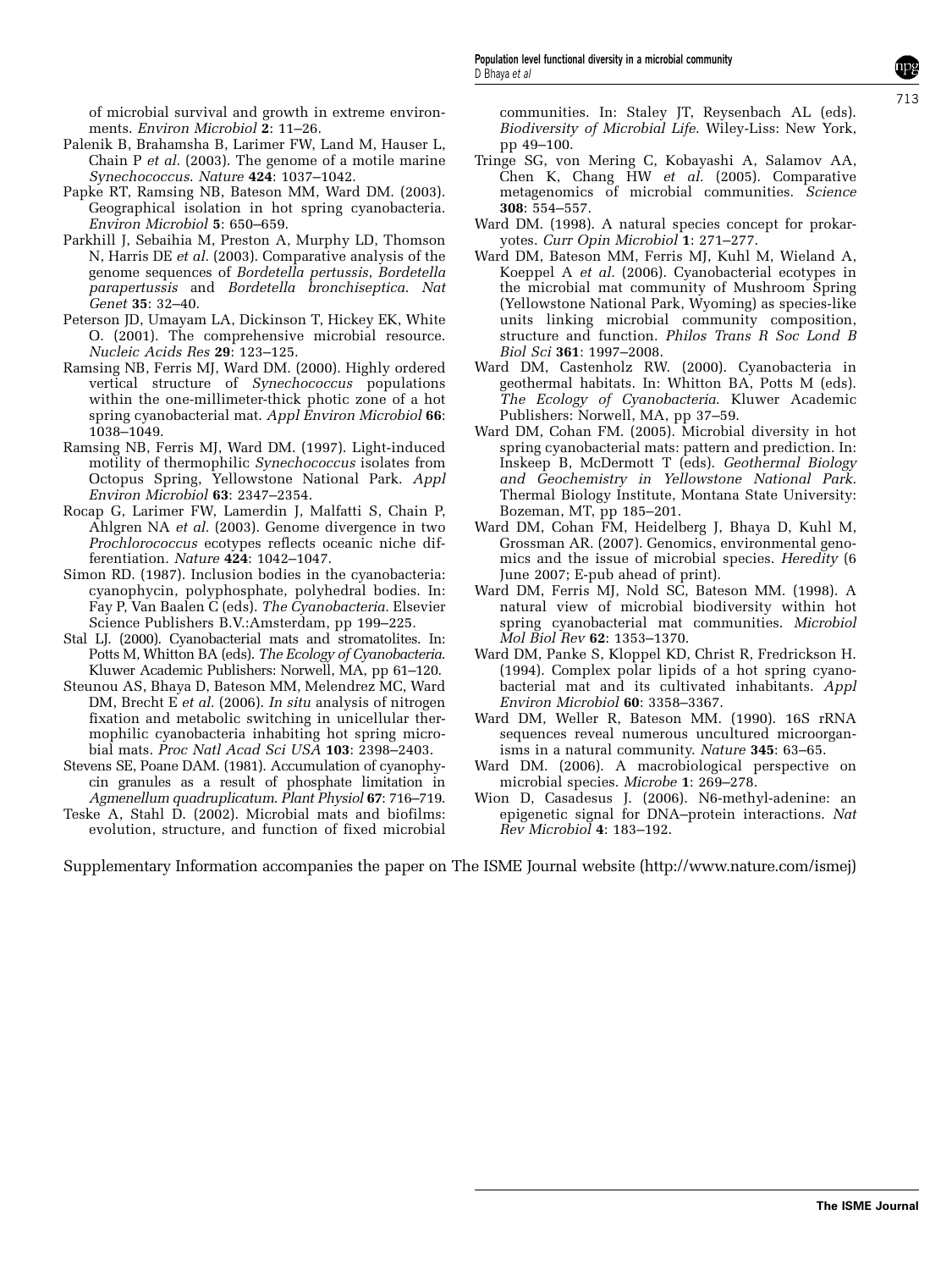of microbial survival and growth in extreme environments. *Environ Microbiol* **2**: 11–26.

Palenik B, Brahamsha B, Larimer FW, Land M, Hauser L, Chain P *et al.* (2003). The genome of a motile marine *Synechococcus*. *Nature* **424**: 1037–1042.

Papke RT, Ramsing NB, Bateson MM, Ward DM. (2003). Geographical isolation in hot spring cyanobacteria. *Environ Microbiol* **5**: 650–659.

Parkhill J, Sebaihia M, Preston A, Murphy LD, Thomson N, Harris DE *et al.* (2003). Comparative analysis of the genome sequences of *Bordetella pertussis*, *Bordetella parapertussis* and *Bordetella bronchiseptica*. *Nat Genet* **35**: 32–40.

Peterson JD, Umayam LA, Dickinson T, Hickey EK, White O. (2001). The comprehensive microbial resource. *Nucleic Acids Res* **29**: 123–125.

Ramsing NB, Ferris MJ, Ward DM. (2000). Highly ordered vertical structure of *Synechococcus* populations within the one-millimeter-thick photic zone of a hot spring cyanobacterial mat. *Appl Environ Microbiol* **66**: 1038–1049.

Ramsing NB, Ferris MJ, Ward DM. (1997). Light-induced motility of thermophilic *Synechococcus* isolates from Octopus Spring, Yellowstone National Park. *Appl Environ Microbiol* **63**: 2347–2354.

Rocap G, Larimer FW, Lamerdin J, Malfatti S, Chain P, Ahlgren NA *et al.* (2003). Genome divergence in two *Prochlorococcus* ecotypes reflects oceanic niche differentiation. *Nature* **424**: 1042–1047.

Simon RD. (1987). Inclusion bodies in the cyanobacteria: cyanophycin, polyphosphate, polyhedral bodies. In: Fay P, Van Baalen C (eds). *The Cyanobacteria*. Elsevier Science Publishers B.V.:Amsterdam, pp 199–225.

Stal LJ. (2000). Cyanobacterial mats and stromatolites. In: Potts M, Whitton BA (eds). *The Ecology of Cyanobacteria*. Kluwer Academic Publishers: Norwell, MA, pp 61–120.

Steunou AS, Bhaya D, Bateson MM, Melendrez MC, Ward DM, Brecht E *et al.* (2006). *In situ* analysis of nitrogen fixation and metabolic switching in unicellular thermophilic cyanobacteria inhabiting hot spring microbial mats. *Proc Natl Acad Sci USA* **103**: 2398–2403.

Stevens SE, Poane DAM. (1981). Accumulation of cyanophycin granules as a result of phosphate limitation in *Agmenellum quadruplicatum*. *Plant Physiol* **67**: 716–719.

Teske A, Stahl D. (2002). Microbial mats and biofilms: evolution, structure, and function of fixed microbial communities. In: Staley JT, Reysenbach AL (eds). *Biodiversity of Microbial Life*. Wiley-Liss: New York, pp 49–100.

Tringe SG, von Mering C, Kobayashi A, Salamov AA, Chen K, Chang HW *et al.* (2005). Comparative metagenomics of microbial communities. *Science* **308**: 554–557.

Ward DM. (1998). A natural species concept for prokaryotes. *Curr Opin Microbiol* **1**: 271–277.

Ward DM, Bateson MM, Ferris MJ, Kuhl M, Wieland A, Koeppel A *et al.* (2006). Cyanobacterial ecotypes in the microbial mat community of Mushroom Spring (Yellowstone National Park, Wyoming) as species-like units linking microbial community composition, structure and function. *Philos Trans R Soc Lond B Biol Sci* **361**: 1997–2008.

Ward DM, Castenholz RW. (2000). Cyanobacteria in geothermal habitats. In: Whitton BA, Potts M (eds). *The Ecology of Cyanobacteria*. Kluwer Academic Publishers: Norwell, MA, pp 37–59.

Ward DM, Cohan FM. (2005). Microbial diversity in hot spring cyanobacterial mats: pattern and prediction. In: Inskeep B, McDermott T (eds). *Geothermal Biology and Geochemistry in Yellowstone National Park*. Thermal Biology Institute, Montana State University: Bozeman, MT, pp 185–201.

Ward DM, Cohan FM, Heidelberg J, Bhaya D, Kuhl M, Grossman AR. (2007). Genomics, environmental genomics and the issue of microbial species. *Heredity* (6 June 2007; E-pub ahead of print).

Ward DM, Ferris MJ, Nold SC, Bateson MM. (1998). A natural view of microbial biodiversity within hot spring cyanobacterial mat communities. *Microbiol Mol Biol Rev* **62**: 1353–1370.

Ward DM, Panke S, Kloppel KD, Christ R, Fredrickson H. (1994). Complex polar lipids of a hot spring cyanobacterial mat and its cultivated inhabitants. *Appl Environ Microbiol* **60**: 3358–3367.

Ward DM, Weller R, Bateson MM. (1990). 16S rRNA sequences reveal numerous uncultured microorganisms in a natural community. *Nature* **345**: 63–65.

Ward DM. (2006). A macrobiological perspective on microbial species. *Microbe* **1**: 269–278.

Wion D, Casadesus J. (2006). N6-methyl-adenine: an epigenetic signal for DNA–protein interactions. *Nat Rev Microbiol* **4**: 183–192.

Supplementary Information accompanies the paper on The ISME Journal website (http://www.nature.com/ismej)